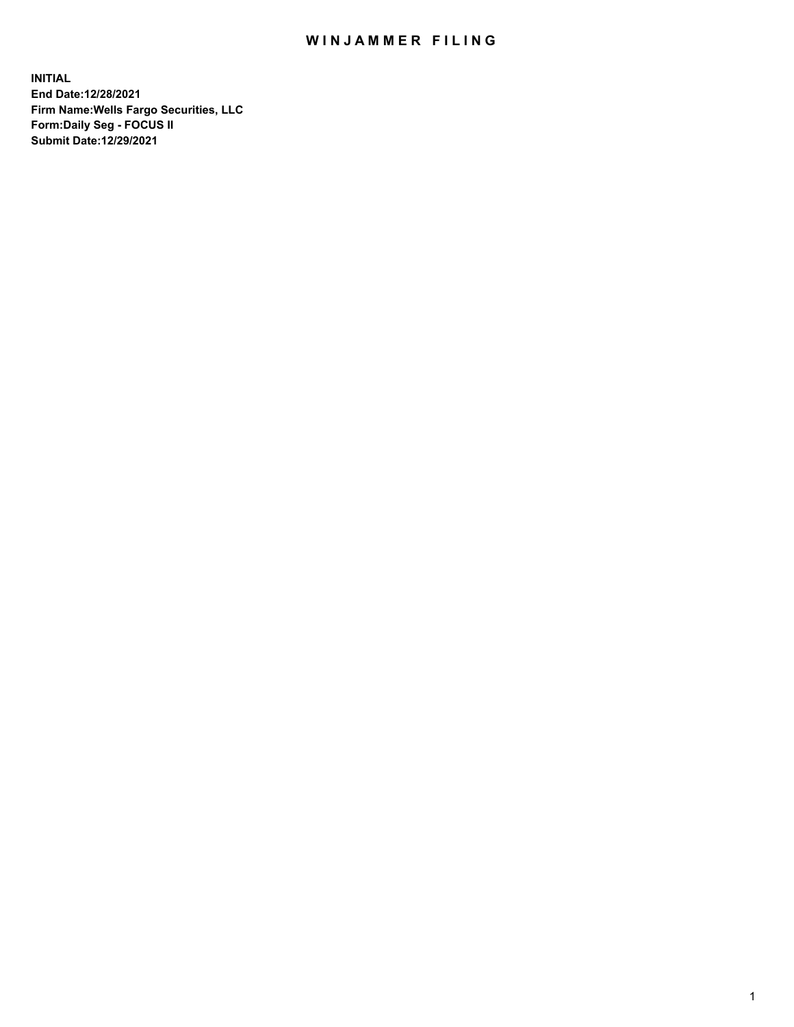# WINJAMMER FILING

**INITIAL**
**End Date:12/28/2021**
**Firm Name:Wells Fargo Securities, LLC**
**Form:Daily Seg - FOCUS II**
**Submit Date:12/29/2021**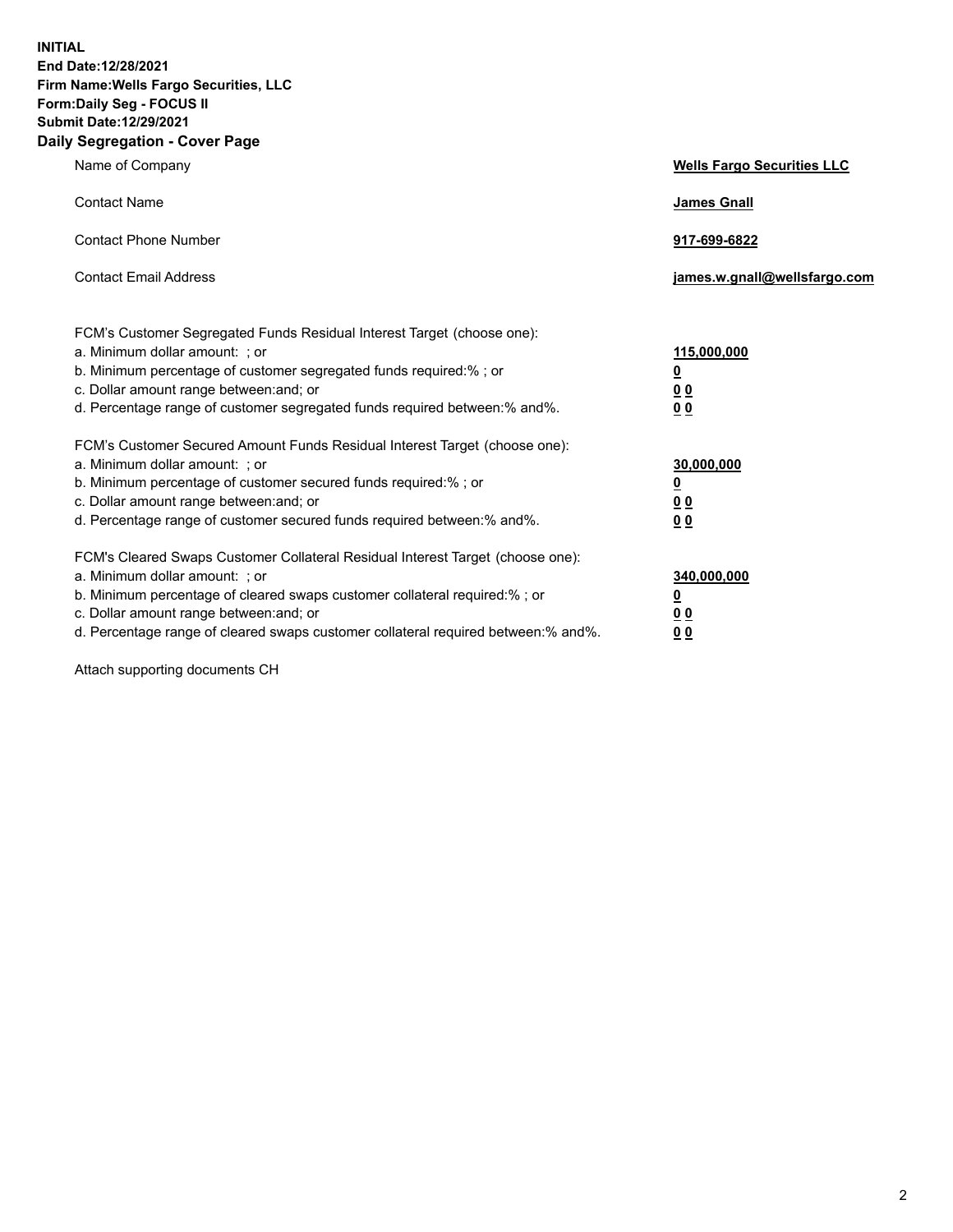**INITIAL**
**End Date:12/28/2021**
**Firm Name:Wells Fargo Securities, LLC**
**Form:Daily Seg - FOCUS II**
**Submit Date:12/29/2021**

## Daily Segregation - Cover Page

| | |
|---|---|
| Name of Company | **Wells Fargo Securities LLC** |
| Contact Name | **James Gnall** |
| Contact Phone Number | **917-699-6822** |
| Contact Email Address | **james.w.gnall@wellsfargo.com** |

| | |
|---|---|
| FCM's Customer Segregated Funds Residual Interest Target (choose one): | |
| a. Minimum dollar amount: ; or | **115,000,000** |
| b. Minimum percentage of customer segregated funds required:% ; or | **0** |
| c. Dollar amount range between:and; or | **0 0** |
| d. Percentage range of customer segregated funds required between:% and%. | **0 0** |
| FCM's Customer Secured Amount Funds Residual Interest Target (choose one): | |
| a. Minimum dollar amount: ; or | **30,000,000** |
| b. Minimum percentage of customer secured funds required:% ; or | **0** |
| c. Dollar amount range between:and; or | **0 0** |
| d. Percentage range of customer secured funds required between:% and%. | **0 0** |
| FCM's Cleared Swaps Customer Collateral Residual Interest Target (choose one): | |
| a. Minimum dollar amount: ; or | **340,000,000** |
| b. Minimum percentage of cleared swaps customer collateral required:% ; or | **0** |
| c. Dollar amount range between:and; or | **0 0** |
| d. Percentage range of cleared swaps customer collateral required between:% and%. | **0 0** |

Attach supporting documents CH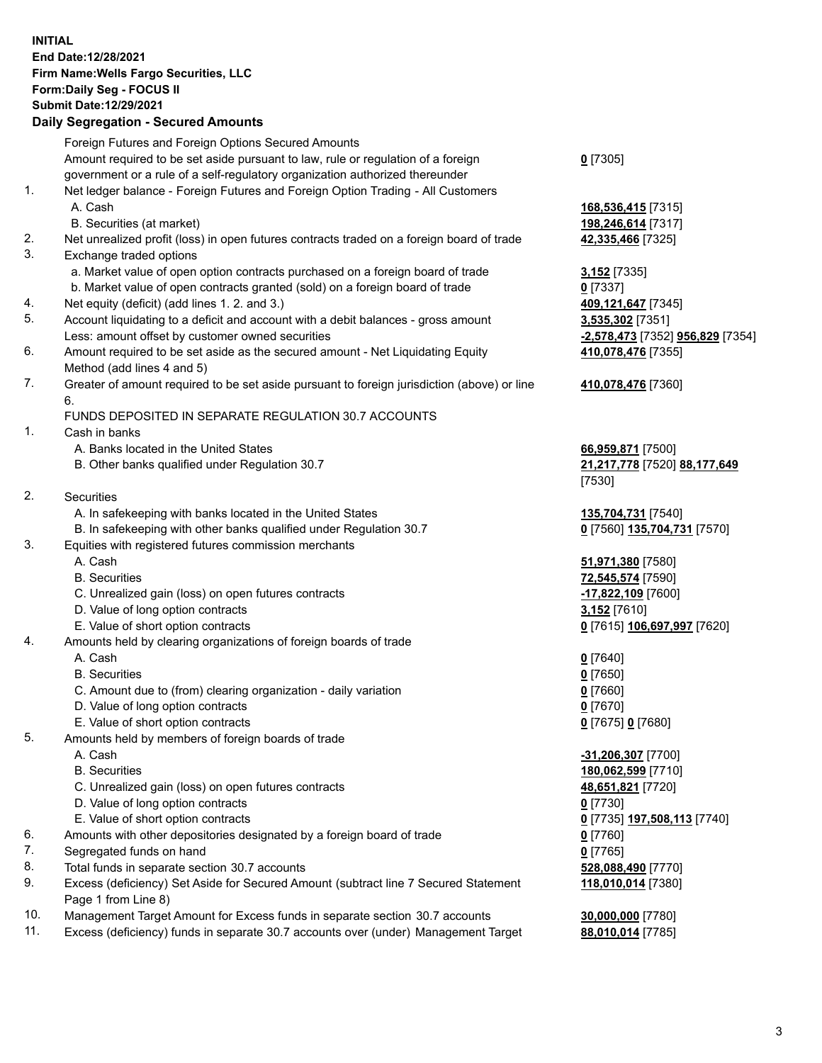**INITIAL**
**End Date:12/28/2021**
**Firm Name:Wells Fargo Securities, LLC**
**Form:Daily Seg - FOCUS II**
**Submit Date:12/29/2021**

## Daily Segregation - Secured Amounts

| | | |
|---|---|---|
| | Foreign Futures and Foreign Options Secured Amounts | |
| | Amount required to be set aside pursuant to law, rule or regulation of a foreign government or a rule of a self-regulatory organization authorized thereunder | **0** [7305] |
| 1. | Net ledger balance - Foreign Futures and Foreign Option Trading - All Customers | |
| | A. Cash | **168,536,415** [7315] |
| | B. Securities (at market) | **198,246,614** [7317] |
| 2. | Net unrealized profit (loss) in open futures contracts traded on a foreign board of trade | **42,335,466** [7325] |
| 3. | Exchange traded options | |
| | a. Market value of open option contracts purchased on a foreign board of trade | **3,152** [7335] |
| | b. Market value of open contracts granted (sold) on a foreign board of trade | **0** [7337] |
| 4. | Net equity (deficit) (add lines 1. 2. and 3.) | **409,121,647** [7345] |
| 5. | Account liquidating to a deficit and account with a debit balances - gross amount | **3,535,302** [7351] |
| | Less: amount offset by customer owned securities | **-2,578,473** [7352] **956,829** [7354] |
| 6. | Amount required to be set aside as the secured amount - Net Liquidating Equity Method (add lines 4 and 5) | **410,078,476** [7355] |
| 7. | Greater of amount required to be set aside pursuant to foreign jurisdiction (above) or line 6. | **410,078,476** [7360] |
| | FUNDS DEPOSITED IN SEPARATE REGULATION 30.7 ACCOUNTS | |
| 1. | Cash in banks | |
| | A. Banks located in the United States | **66,959,871** [7500] |
| | B. Other banks qualified under Regulation 30.7 | **21,217,778** [7520] **88,177,649** [7530] |
| 2. | Securities | |
| | A. In safekeeping with banks located in the United States | **135,704,731** [7540] |
| | B. In safekeeping with other banks qualified under Regulation 30.7 | **0** [7560] **135,704,731** [7570] |
| 3. | Equities with registered futures commission merchants | |
| | A. Cash | **51,971,380** [7580] |
| | B. Securities | **72,545,574** [7590] |
| | C. Unrealized gain (loss) on open futures contracts | **-17,822,109** [7600] |
| | D. Value of long option contracts | **3,152** [7610] |
| | E. Value of short option contracts | **0** [7615] **106,697,997** [7620] |
| 4. | Amounts held by clearing organizations of foreign boards of trade | |
| | A. Cash | **0** [7640] |
| | B. Securities | **0** [7650] |
| | C. Amount due to (from) clearing organization - daily variation | **0** [7660] |
| | D. Value of long option contracts | **0** [7670] |
| | E. Value of short option contracts | **0** [7675] **0** [7680] |
| 5. | Amounts held by members of foreign boards of trade | |
| | A. Cash | **-31,206,307** [7700] |
| | B. Securities | **180,062,599** [7710] |
| | C. Unrealized gain (loss) on open futures contracts | **48,651,821** [7720] |
| | D. Value of long option contracts | **0** [7730] |
| | E. Value of short option contracts | **0** [7735] **197,508,113** [7740] |
| 6. | Amounts with other depositories designated by a foreign board of trade | **0** [7760] |
| 7. | Segregated funds on hand | **0** [7765] |
| 8. | Total funds in separate section 30.7 accounts | **528,088,490** [7770] |
| 9. | Excess (deficiency) Set Aside for Secured Amount (subtract line 7 Secured Statement Page 1 from Line 8) | **118,010,014** [7380] |
| 10. | Management Target Amount for Excess funds in separate section 30.7 accounts | **30,000,000** [7780] |
| 11. | Excess (deficiency) funds in separate 30.7 accounts over (under) Management Target | **88,010,014** [7785] |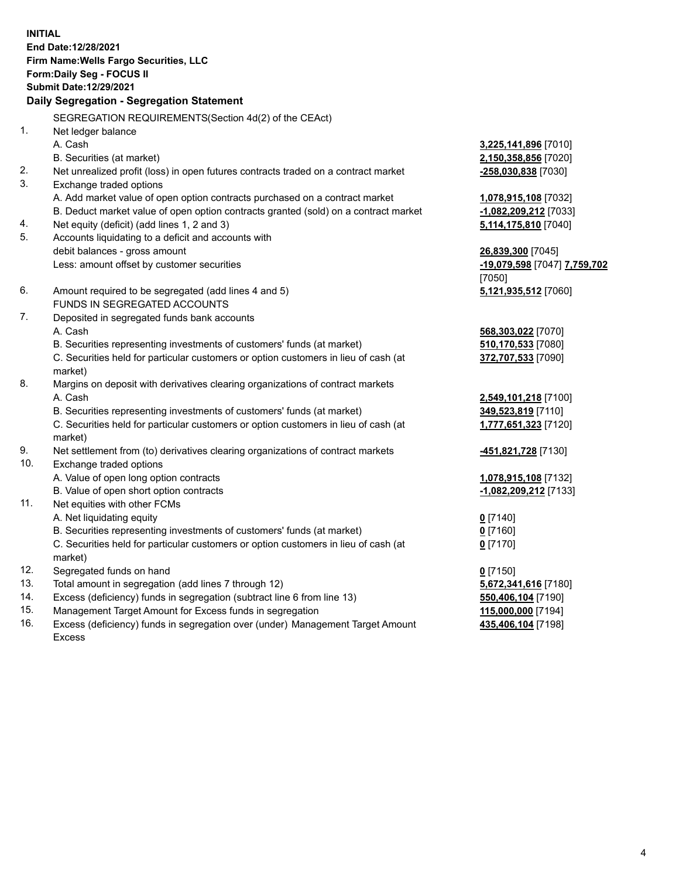**INITIAL**
**End Date:12/28/2021**
**Firm Name:Wells Fargo Securities, LLC**
**Form:Daily Seg - FOCUS II**
**Submit Date:12/29/2021**

## Daily Segregation - Segregation Statement

| | | |
|---|---|---|
| | SEGREGATION REQUIREMENTS(Section 4d(2) of the CEAct) | |
| 1. | Net ledger balance | |
| | A. Cash | **3,225,141,896** [7010] |
| | B. Securities (at market) | **2,150,358,856** [7020] |
| 2. | Net unrealized profit (loss) in open futures contracts traded on a contract market | **-258,030,838** [7030] |
| 3. | Exchange traded options | |
| | A. Add market value of open option contracts purchased on a contract market | **1,078,915,108** [7032] |
| | B. Deduct market value of open option contracts granted (sold) on a contract market | **-1,082,209,212** [7033] |
| 4. | Net equity (deficit) (add lines 1, 2 and 3) | **5,114,175,810** [7040] |
| 5. | Accounts liquidating to a deficit and accounts with | |
| | debit balances - gross amount | **26,839,300** [7045] |
| | Less: amount offset by customer securities | **-19,079,598** [7047] **7,759,702** [7050] |
| 6. | Amount required to be segregated (add lines 4 and 5) | **5,121,935,512** [7060] |
| | FUNDS IN SEGREGATED ACCOUNTS | |
| 7. | Deposited in segregated funds bank accounts | |
| | A. Cash | **568,303,022** [7070] |
| | B. Securities representing investments of customers' funds (at market) | **510,170,533** [7080] |
| | C. Securities held for particular customers or option customers in lieu of cash (at market) | **372,707,533** [7090] |
| 8. | Margins on deposit with derivatives clearing organizations of contract markets | |
| | A. Cash | **2,549,101,218** [7100] |
| | B. Securities representing investments of customers' funds (at market) | **349,523,819** [7110] |
| | C. Securities held for particular customers or option customers in lieu of cash (at market) | **1,777,651,323** [7120] |
| 9. | Net settlement from (to) derivatives clearing organizations of contract markets | **-451,821,728** [7130] |
| 10. | Exchange traded options | |
| | A. Value of open long option contracts | **1,078,915,108** [7132] |
| | B. Value of open short option contracts | **-1,082,209,212** [7133] |
| 11. | Net equities with other FCMs | |
| | A. Net liquidating equity | **0** [7140] |
| | B. Securities representing investments of customers' funds (at market) | **0** [7160] |
| | C. Securities held for particular customers or option customers in lieu of cash (at market) | **0** [7170] |
| 12. | Segregated funds on hand | **0** [7150] |
| 13. | Total amount in segregation (add lines 7 through 12) | **5,672,341,616** [7180] |
| 14. | Excess (deficiency) funds in segregation (subtract line 6 from line 13) | **550,406,104** [7190] |
| 15. | Management Target Amount for Excess funds in segregation | **115,000,000** [7194] |
| 16. | Excess (deficiency) funds in segregation over (under) Management Target Amount Excess | **435,406,104** [7198] |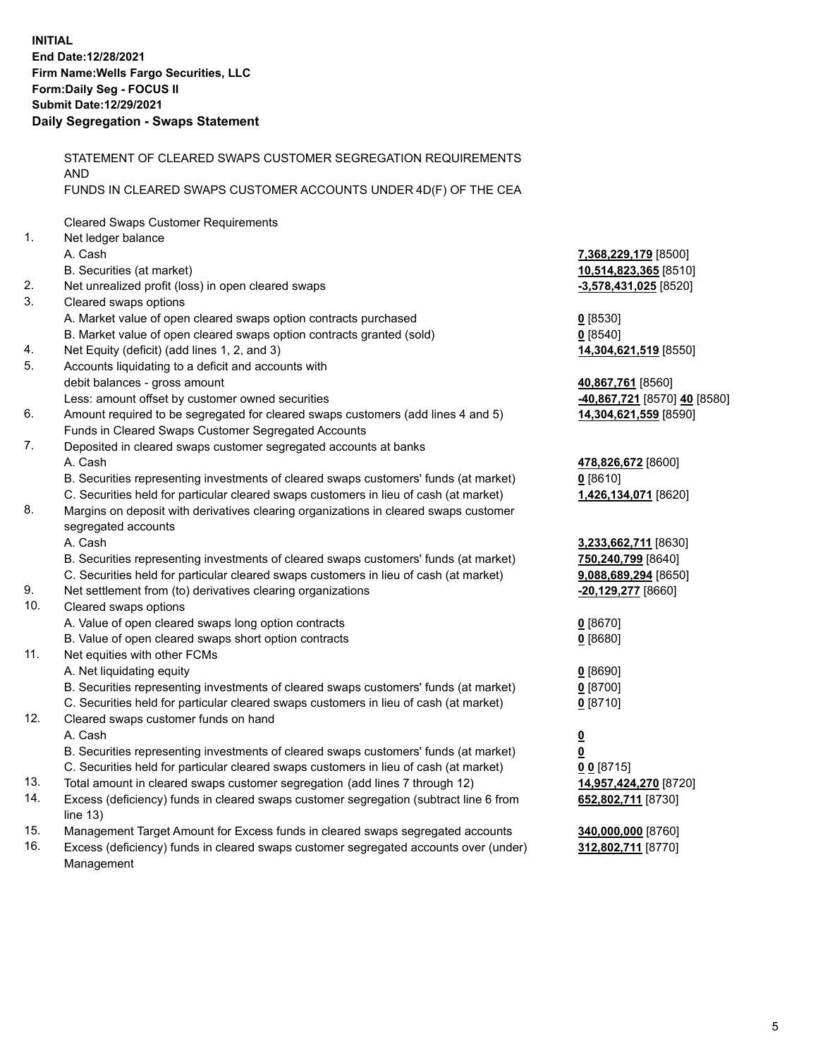**INITIAL**
**End Date:12/28/2021**
**Firm Name:Wells Fargo Securities, LLC**
**Form:Daily Seg - FOCUS II**
**Submit Date:12/29/2021**
**Daily Segregation - Swaps Statement**

STATEMENT OF CLEARED SWAPS CUSTOMER SEGREGATION REQUIREMENTS AND FUNDS IN CLEARED SWAPS CUSTOMER ACCOUNTS UNDER 4D(F) OF THE CEA

| | | |
|---|---|---|
| | Cleared Swaps Customer Requirements | |
| 1. | Net ledger balance | |
| | A. Cash | **7,368,229,179** [8500] |
| | B. Securities (at market) | **10,514,823,365** [8510] |
| 2. | Net unrealized profit (loss) in open cleared swaps | **-3,578,431,025** [8520] |
| 3. | Cleared swaps options | |
| | A. Market value of open cleared swaps option contracts purchased | **0** [8530] |
| | B. Market value of open cleared swaps option contracts granted (sold) | **0** [8540] |
| 4. | Net Equity (deficit) (add lines 1, 2, and 3) | **14,304,621,519** [8550] |
| 5. | Accounts liquidating to a deficit and accounts with debit balances - gross amount | **40,867,761** [8560] |
| | Less: amount offset by customer owned securities | **-40,867,721** [8570] **40** [8580] |
| 6. | Amount required to be segregated for cleared swaps customers (add lines 4 and 5) | **14,304,621,559** [8590] |
| | Funds in Cleared Swaps Customer Segregated Accounts | |
| 7. | Deposited in cleared swaps customer segregated accounts at banks | |
| | A. Cash | **478,826,672** [8600] |
| | B. Securities representing investments of cleared swaps customers' funds (at market) | **0** [8610] |
| | C. Securities held for particular cleared swaps customers in lieu of cash (at market) | **1,426,134,071** [8620] |
| 8. | Margins on deposit with derivatives clearing organizations in cleared swaps customer segregated accounts | |
| | A. Cash | **3,233,662,711** [8630] |
| | B. Securities representing investments of cleared swaps customers' funds (at market) | **750,240,799** [8640] |
| | C. Securities held for particular cleared swaps customers in lieu of cash (at market) | **9,088,689,294** [8650] |
| 9. | Net settlement from (to) derivatives clearing organizations | **-20,129,277** [8660] |
| 10. | Cleared swaps options | |
| | A. Value of open cleared swaps long option contracts | **0** [8670] |
| | B. Value of open cleared swaps short option contracts | **0** [8680] |
| 11. | Net equities with other FCMs | |
| | A. Net liquidating equity | **0** [8690] |
| | B. Securities representing investments of cleared swaps customers' funds (at market) | **0** [8700] |
| | C. Securities held for particular cleared swaps customers in lieu of cash (at market) | **0** [8710] |
| 12. | Cleared swaps customer funds on hand | |
| | A. Cash | **0** |
| | B. Securities representing investments of cleared swaps customers' funds (at market) | **0** |
| | C. Securities held for particular cleared swaps customers in lieu of cash (at market) | **0** **0** [8715] |
| 13. | Total amount in cleared swaps customer segregation (add lines 7 through 12) | **14,957,424,270** [8720] |
| 14. | Excess (deficiency) funds in cleared swaps customer segregation (subtract line 6 from line 13) | **652,802,711** [8730] |
| 15. | Management Target Amount for Excess funds in cleared swaps segregated accounts | **340,000,000** [8760] |
| 16. | Excess (deficiency) funds in cleared swaps customer segregated accounts over (under) Management | **312,802,711** [8770] |